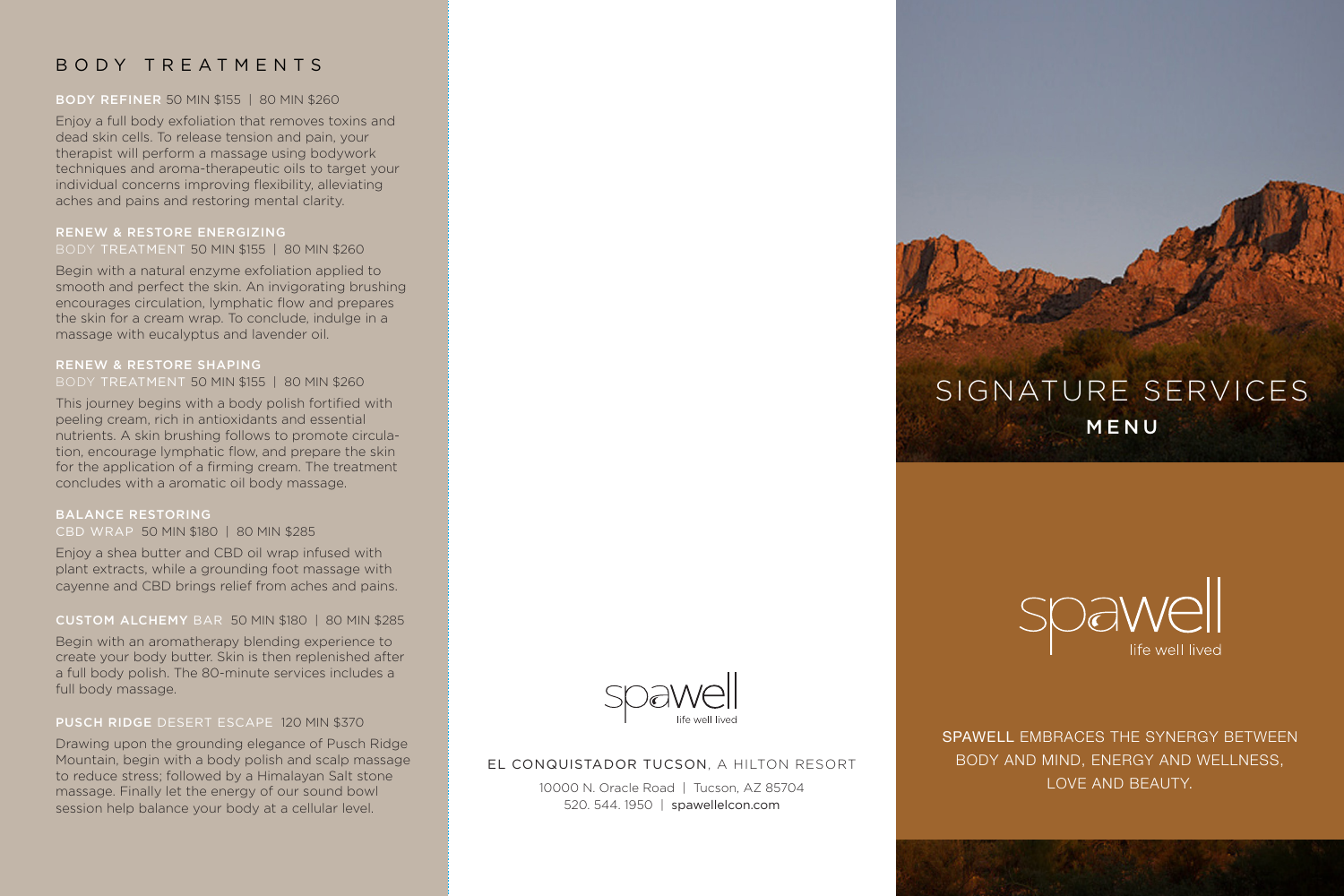## BODY TREATMENTS

**BODY REFINER** 50 MIN $155 | 80 MIN $260

Enjoy a full body exfoliation that removes toxins and dead skin cells. To release tension and pain, your therapist will perform a massage using bodywork techniques and aroma-therapeutic oils to target your individual concerns improving flexibility, alleviating aches and pains and restoring mental clarity.

**RENEW & RESTORE ENERGIZING BODY TREATMENT** 50 MIN $155 | 80 MIN $260

Begin with a natural enzyme exfoliation applied to smooth and perfect the skin. An invigorating brushing encourages circulation, lymphatic flow and prepares the skin for a cream wrap. To conclude, indulge in a massage with eucalyptus and lavender oil.

**RENEW & RESTORE SHAPING BODY TREATMENT** 50 MIN $155 | 80 MIN $260

This journey begins with a body polish fortified with peeling cream, rich in antioxidants and essential nutrients. A skin brushing follows to promote circulation, encourage lymphatic flow, and prepare the skin for the application of a firming cream. The treatment concludes with a aromatic oil body massage.

**BALANCE RESTORING CBD WRAP** 50 MIN $180 | 80 MIN $285

Enjoy a shea butter and CBD oil wrap infused with plant extracts, while a grounding foot massage with cayenne and CBD brings relief from aches and pains.

**CUSTOM ALCHEMY BAR** 50 MIN $180 | 80 MIN $285

Begin with an aromatherapy blending experience to create your body butter. Skin is then replenished after a full body polish. The 80-minute services includes a full body massage.

**PUSCH RIDGE DESERT ESCAPE** 120 MIN $370

Drawing upon the grounding elegance of Pusch Ridge Mountain, begin with a body polish and scalp massage to reduce stress; followed by a Himalayan Salt stone massage. Finally let the energy of our sound bowl session help balance your body at a cellular level.

spawell
life well lived

EL CONQUISTADOR TUCSON, A HILTON RESORT

10000 N. Oracle Road | Tucson, AZ 85704
520. 544. 1950 | spawellelcon.com

# SIGNATURE SERVICES

## MENU

spawell
life well lived

SPAWELL EMBRACES THE SYNERGY BETWEEN BODY AND MIND, ENERGY AND WELLNESS, LOVE AND BEAUTY.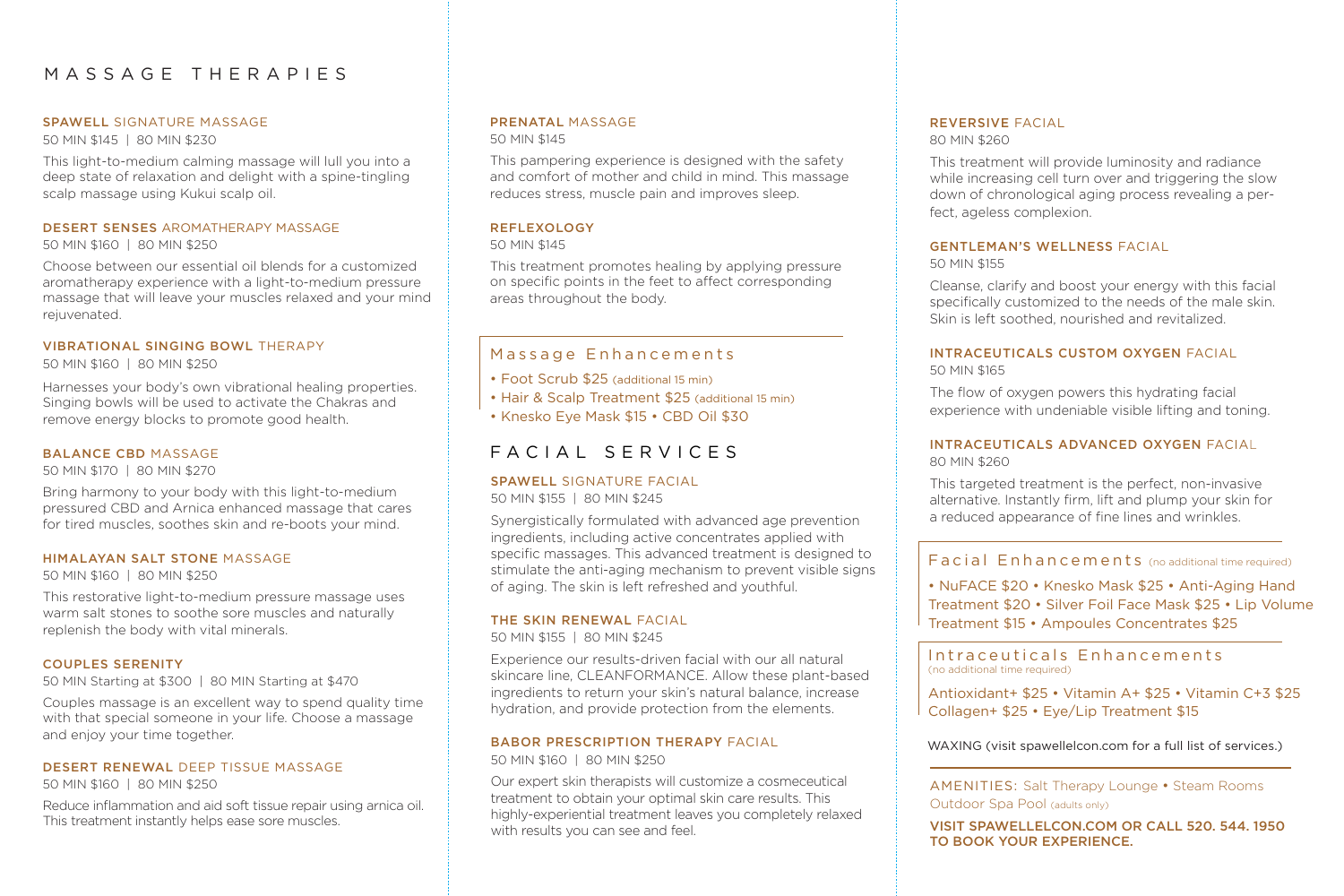# MASSAGE THERAPIES

### SPAWELL SIGNATURE MASSAGE

50 MIN $145 | 80 MIN $230

This light-to-medium calming massage will lull you into a deep state of relaxation and delight with a spine-tingling scalp massage using Kukui scalp oil.

### DESERT SENSES AROMATHERAPY MASSAGE

50 MIN $160 | 80 MIN $250

Choose between our essential oil blends for a customized aromatherapy experience with a light-to-medium pressure massage that will leave your muscles relaxed and your mind rejuvenated.

### VIBRATIONAL SINGING BOWL THERAPY

50 MIN $160 | 80 MIN $250

Harnesses your body's own vibrational healing properties. Singing bowls will be used to activate the Chakras and remove energy blocks to promote good health.

### BALANCE CBD MASSAGE

50 MIN $170 | 80 MIN $270

Bring harmony to your body with this light-to-medium pressured CBD and Arnica enhanced massage that cares for tired muscles, soothes skin and re-boots your mind.

### HIMALAYAN SALT STONE MASSAGE

50 MIN $160 | 80 MIN $250

This restorative light-to-medium pressure massage uses warm salt stones to soothe sore muscles and naturally replenish the body with vital minerals.

### COUPLES SERENITY

50 MIN Starting at $300 | 80 MIN Starting at $470

Couples massage is an excellent way to spend quality time with that special someone in your life. Choose a massage and enjoy your time together.

### DESERT RENEWAL DEEP TISSUE MASSAGE

50 MIN $160 | 80 MIN $250

Reduce inflammation and aid soft tissue repair using arnica oil. This treatment instantly helps ease sore muscles.

### PRENATAL MASSAGE

50 MIN $145

This pampering experience is designed with the safety and comfort of mother and child in mind. This massage reduces stress, muscle pain and improves sleep.

### REFLEXOLOGY

50 MIN $145

This treatment promotes healing by applying pressure on specific points in the feet to affect corresponding areas throughout the body.

## Massage Enhancements

- Foot Scrub $25 (additional 15 min)
- Hair & Scalp Treatment $25 (additional 15 min)
- Knesko Eye Mask $15 • CBD Oil $30

# FACIAL SERVICES

### SPAWELL SIGNATURE FACIAL

50 MIN $155 | 80 MIN $245

Synergistically formulated with advanced age prevention ingredients, including active concentrates applied with specific massages. This advanced treatment is designed to stimulate the anti-aging mechanism to prevent visible signs of aging. The skin is left refreshed and youthful.

### THE SKIN RENEWAL FACIAL

50 MIN $155 | 80 MIN $245

Experience our results-driven facial with our all natural skincare line, CLEANFORMANCE. Allow these plant-based ingredients to return your skin's natural balance, increase hydration, and provide protection from the elements.

### BABOR PRESCRIPTION THERAPY FACIAL

50 MIN $160 | 80 MIN $250

Our expert skin therapists will customize a cosmeceutical treatment to obtain your optimal skin care results. This highly-experiential treatment leaves you completely relaxed with results you can see and feel.

### REVERSIVE FACIAL

80 MIN $260

This treatment will provide luminosity and radiance while increasing cell turn over and triggering the slow down of chronological aging process revealing a perfect, ageless complexion.

### GENTLEMAN'S WELLNESS FACIAL

50 MIN $155

Cleanse, clarify and boost your energy with this facial specifically customized to the needs of the male skin. Skin is left soothed, nourished and revitalized.

### INTRACEUTICALS CUSTOM OXYGEN FACIAL

50 MIN $165

The flow of oxygen powers this hydrating facial experience with undeniable visible lifting and toning.

### INTRACEUTICALS ADVANCED OXYGEN FACIAL

80 MIN $260

This targeted treatment is the perfect, non-invasive alternative. Instantly firm, lift and plump your skin for a reduced appearance of fine lines and wrinkles.

## Facial Enhancements (no additional time required)

• NuFACE $20 • Knesko Mask $25 • Anti-Aging Hand Treatment $20 • Silver Foil Face Mask $25 • Lip Volume Treatment $15 • Ampoules Concentrates $25

## Intraceuticals Enhancements

(no additional time required)

Antioxidant+ $25 • Vitamin A+ $25 • Vitamin C+3 $25 Collagen+ $25 • Eye/Lip Treatment $15

WAXING (visit spawellelcon.com for a full list of services.)

AMENITIES: Salt Therapy Lounge • Steam Rooms Outdoor Spa Pool (adults only)

**VISIT SPAWELLELCON.COM OR CALL 520. 544. 1950 TO BOOK YOUR EXPERIENCE.**